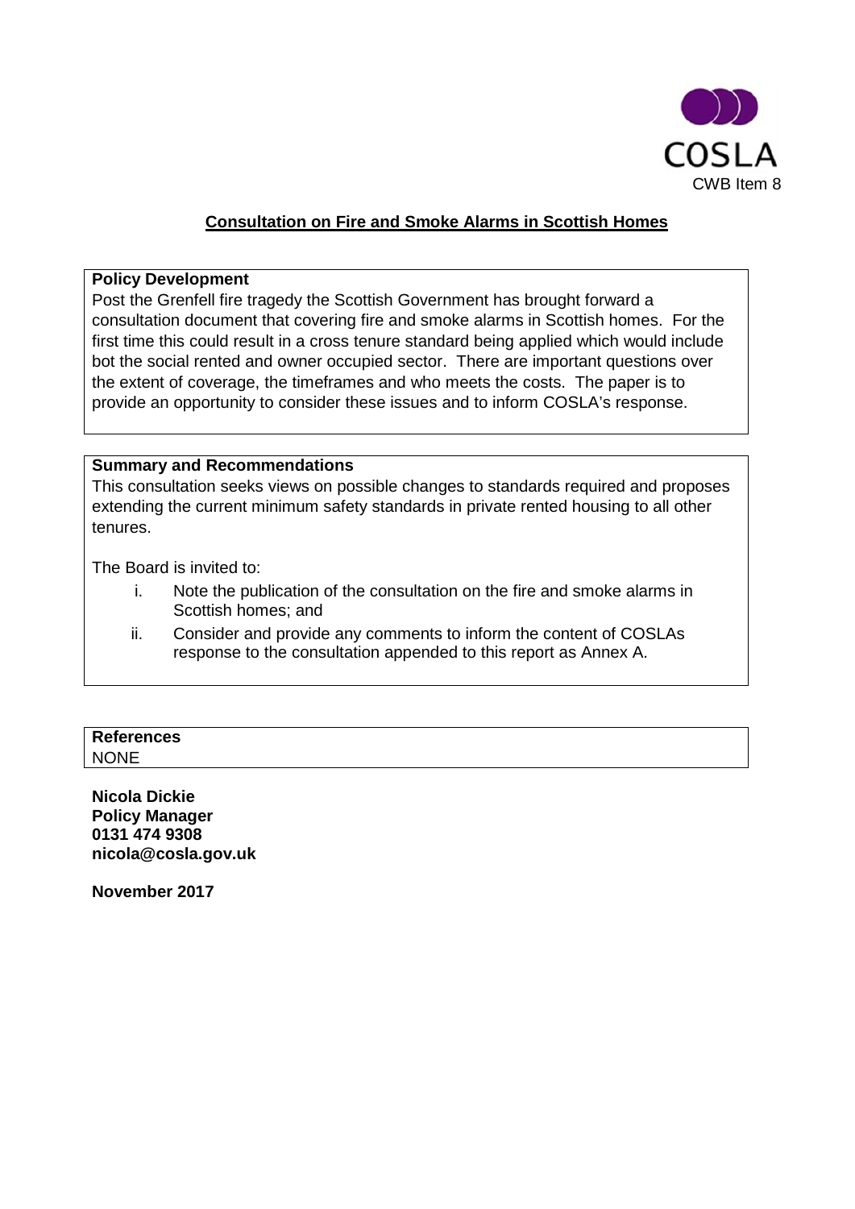COSLA

CWB Item 8

## Consultation on Fire and Smoke Alarms in Scottish Homes

**Policy Development**

Post the Grenfell fire tragedy the Scottish Government has brought forward a consultation document that covering fire and smoke alarms in Scottish homes. For the first time this could result in a cross tenure standard being applied which would include bot the social rented and owner occupied sector. There are important questions over the extent of coverage, the timeframes and who meets the costs. The paper is to provide an opportunity to consider these issues and to inform COSLA's response.

**Summary and Recommendations**

This consultation seeks views on possible changes to standards required and proposes extending the current minimum safety standards in private rented housing to all other tenures.

The Board is invited to:

i. Note the publication of the consultation on the fire and smoke alarms in Scottish homes; and

ii. Consider and provide any comments to inform the content of COSLAs response to the consultation appended to this report as Annex A.

**References**

NONE

**Nicola Dickie**
**Policy Manager**
**0131 474 9308**
**nicola@cosla.gov.uk**

**November 2017**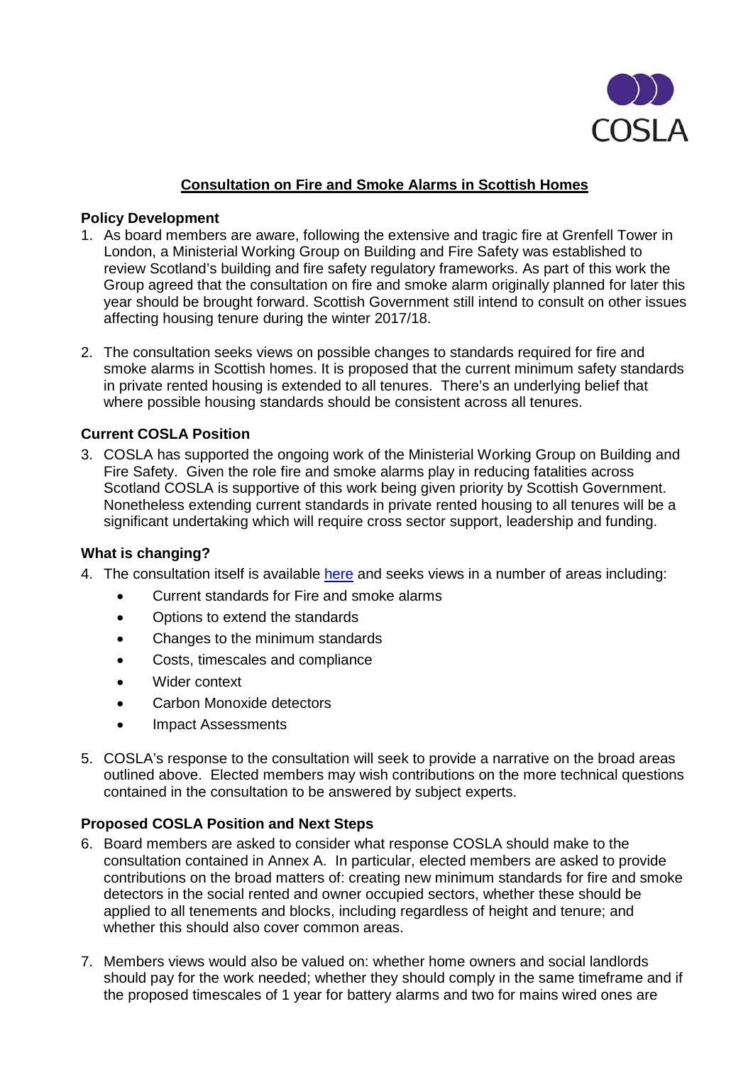COSLA

## Consultation on Fire and Smoke Alarms in Scottish Homes

### Policy Development

1. As board members are aware, following the extensive and tragic fire at Grenfell Tower in London, a Ministerial Working Group on Building and Fire Safety was established to review Scotland's building and fire safety regulatory frameworks. As part of this work the Group agreed that the consultation on fire and smoke alarm originally planned for later this year should be brought forward. Scottish Government still intend to consult on other issues affecting housing tenure during the winter 2017/18.

2. The consultation seeks views on possible changes to standards required for fire and smoke alarms in Scottish homes. It is proposed that the current minimum safety standards in private rented housing is extended to all tenures. There's an underlying belief that where possible housing standards should be consistent across all tenures.

### Current COSLA Position

3. COSLA has supported the ongoing work of the Ministerial Working Group on Building and Fire Safety. Given the role fire and smoke alarms play in reducing fatalities across Scotland COSLA is supportive of this work being given priority by Scottish Government. Nonetheless extending current standards in private rented housing to all tenures will be a significant undertaking which will require cross sector support, leadership and funding.

### What is changing?

4. The consultation itself is available here and seeks views in a number of areas including:
   - Current standards for Fire and smoke alarms
   - Options to extend the standards
   - Changes to the minimum standards
   - Costs, timescales and compliance
   - Wider context
   - Carbon Monoxide detectors
   - Impact Assessments

5. COSLA's response to the consultation will seek to provide a narrative on the broad areas outlined above. Elected members may wish contributions on the more technical questions contained in the consultation to be answered by subject experts.

### Proposed COSLA Position and Next Steps

6. Board members are asked to consider what response COSLA should make to the consultation contained in Annex A. In particular, elected members are asked to provide contributions on the broad matters of: creating new minimum standards for fire and smoke detectors in the social rented and owner occupied sectors, whether these should be applied to all tenements and blocks, including regardless of height and tenure; and whether this should also cover common areas.

7. Members views would also be valued on: whether home owners and social landlords should pay for the work needed; whether they should comply in the same timeframe and if the proposed timescales of 1 year for battery alarms and two for mains wired ones are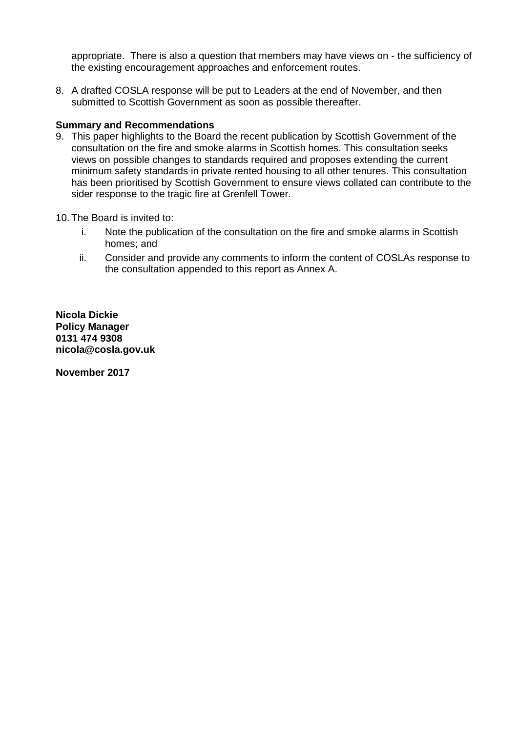appropriate. There is also a question that members may have views on - the sufficiency of the existing encouragement approaches and enforcement routes.

8. A drafted COSLA response will be put to Leaders at the end of November, and then submitted to Scottish Government as soon as possible thereafter.

**Summary and Recommendations**

9. This paper highlights to the Board the recent publication by Scottish Government of the consultation on the fire and smoke alarms in Scottish homes. This consultation seeks views on possible changes to standards required and proposes extending the current minimum safety standards in private rented housing to all other tenures. This consultation has been prioritised by Scottish Government to ensure views collated can contribute to the sider response to the tragic fire at Grenfell Tower.

10. The Board is invited to:
    i. Note the publication of the consultation on the fire and smoke alarms in Scottish homes; and
    ii. Consider and provide any comments to inform the content of COSLAs response to the consultation appended to this report as Annex A.

**Nicola Dickie**
**Policy Manager**
**0131 474 9308**
**nicola@cosla.gov.uk**

**November 2017**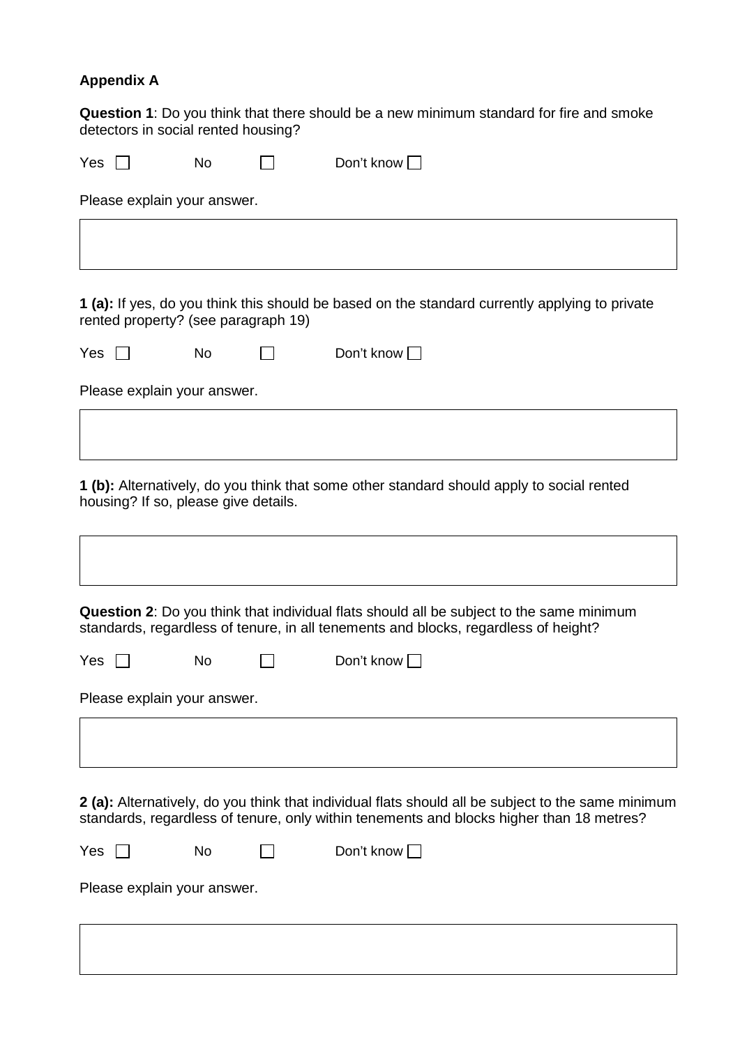**Appendix A**

**Question 1**: Do you think that there should be a new minimum standard for fire and smoke detectors in social rented housing?

Yes ☐ No ☐ Don't know ☐

Please explain your answer.

**1 (a):** If yes, do you think this should be based on the standard currently applying to private rented property? (see paragraph 19)

Yes ☐ No ☐ Don't know ☐

Please explain your answer.

**1 (b):** Alternatively, do you think that some other standard should apply to social rented housing? If so, please give details.

**Question 2**: Do you think that individual flats should all be subject to the same minimum standards, regardless of tenure, in all tenements and blocks, regardless of height?

Yes ☐ No ☐ Don't know ☐

Please explain your answer.

**2 (a):** Alternatively, do you think that individual flats should all be subject to the same minimum standards, regardless of tenure, only within tenements and blocks higher than 18 metres?

Yes ☐ No ☐ Don't know ☐

Please explain your answer.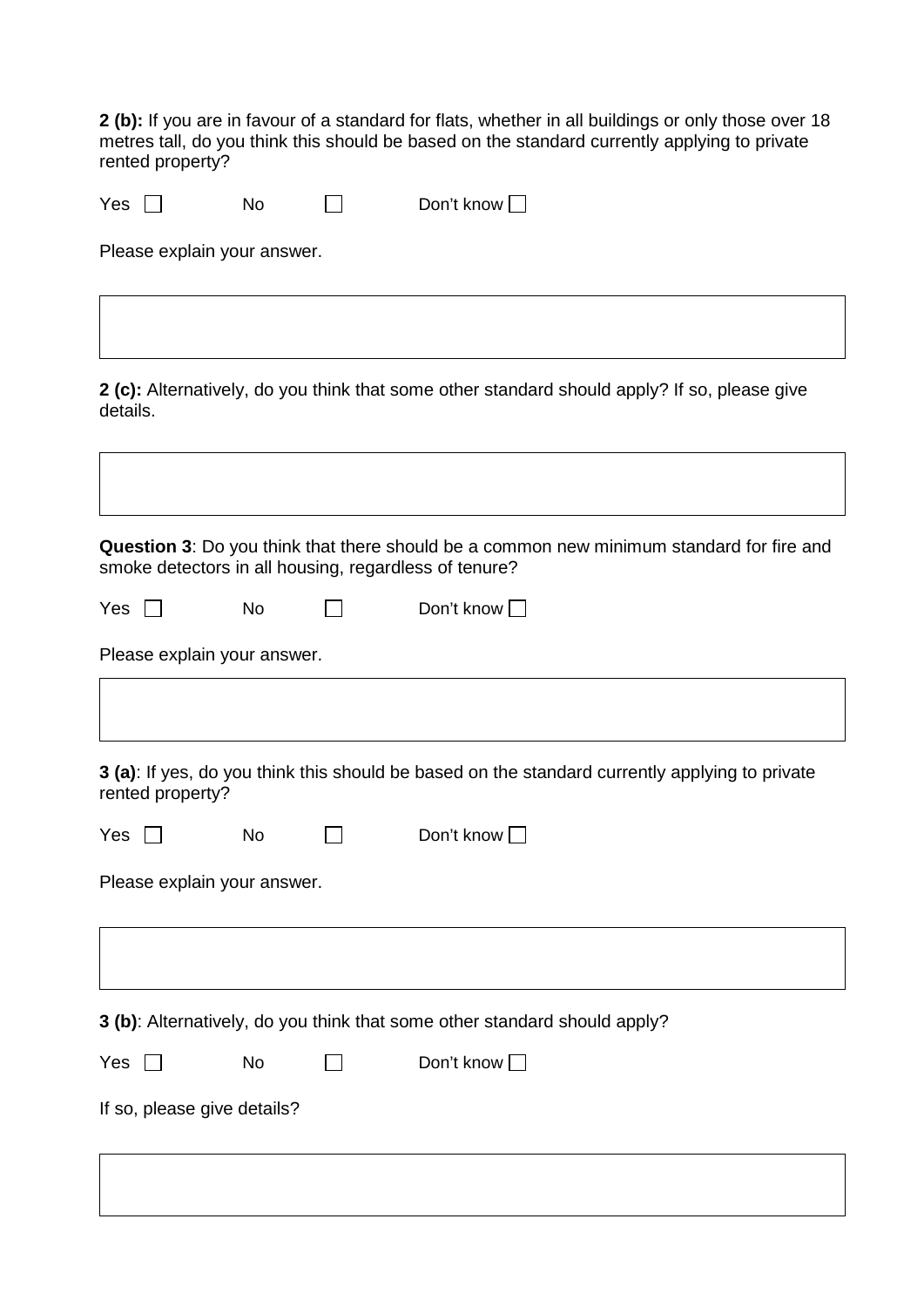**2 (b):** If you are in favour of a standard for flats, whether in all buildings or only those over 18 metres tall, do you think this should be based on the standard currently applying to private rented property?

Yes ☐ No ☐ Don't know ☐

Please explain your answer.

| |
|---|
| |

**2 (c):** Alternatively, do you think that some other standard should apply? If so, please give details.

| |
|---|
| |

**Question 3**: Do you think that there should be a common new minimum standard for fire and smoke detectors in all housing, regardless of tenure?

Yes ☐ No ☐ Don't know ☐

Please explain your answer.

| |
|---|
| |

**3 (a)**: If yes, do you think this should be based on the standard currently applying to private rented property?

Yes ☐ No ☐ Don't know ☐

Please explain your answer.

| |
|---|
| |

**3 (b)**: Alternatively, do you think that some other standard should apply?

Yes ☐ No ☐ Don't know ☐

If so, please give details?

| |
|---|
| |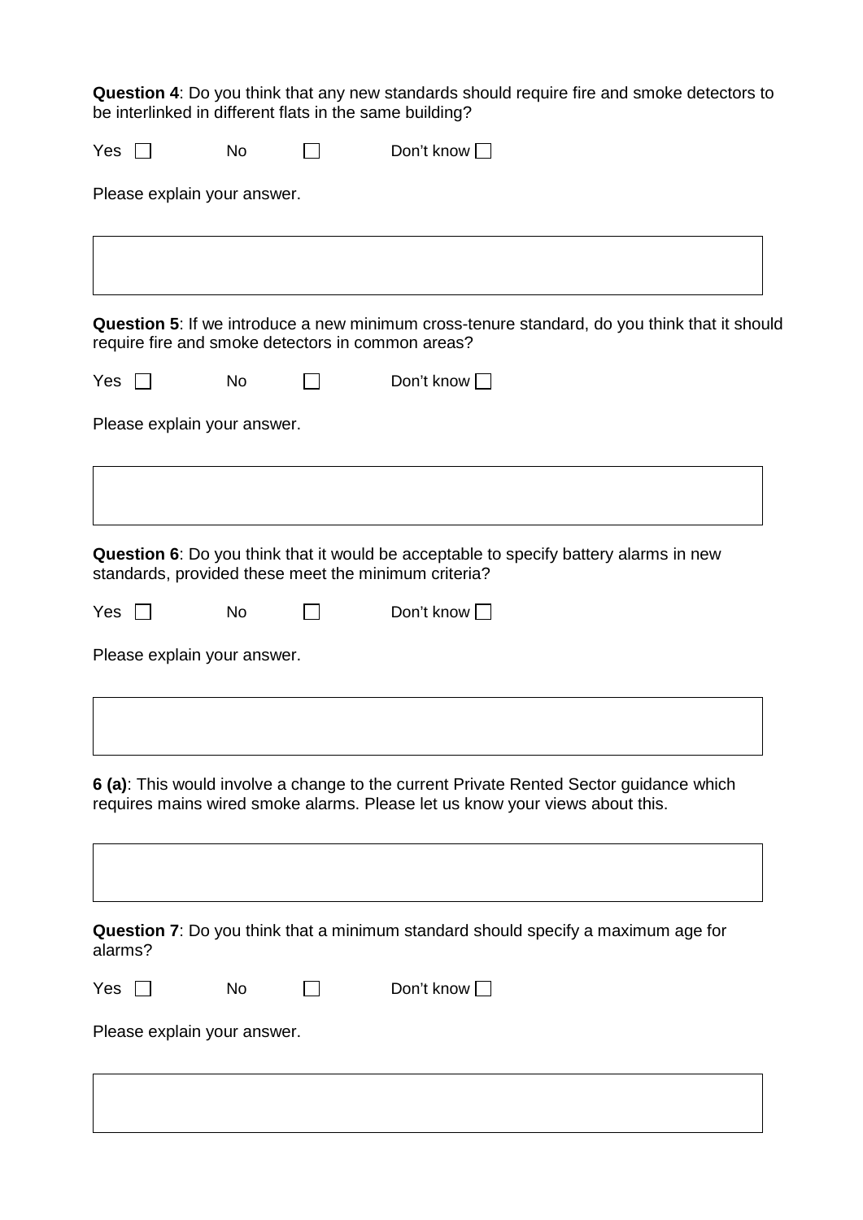**Question 4**: Do you think that any new standards should require fire and smoke detectors to be interlinked in different flats in the same building?

Yes ☐ No ☐ Don't know ☐

Please explain your answer.

**Question 5**: If we introduce a new minimum cross-tenure standard, do you think that it should require fire and smoke detectors in common areas?

Yes ☐ No ☐ Don't know ☐

Please explain your answer.

**Question 6**: Do you think that it would be acceptable to specify battery alarms in new standards, provided these meet the minimum criteria?

Yes ☐ No ☐ Don't know ☐

Please explain your answer.

**6 (a)**: This would involve a change to the current Private Rented Sector guidance which requires mains wired smoke alarms. Please let us know your views about this.

**Question 7**: Do you think that a minimum standard should specify a maximum age for alarms?

Yes ☐ No ☐ Don't know ☐

Please explain your answer.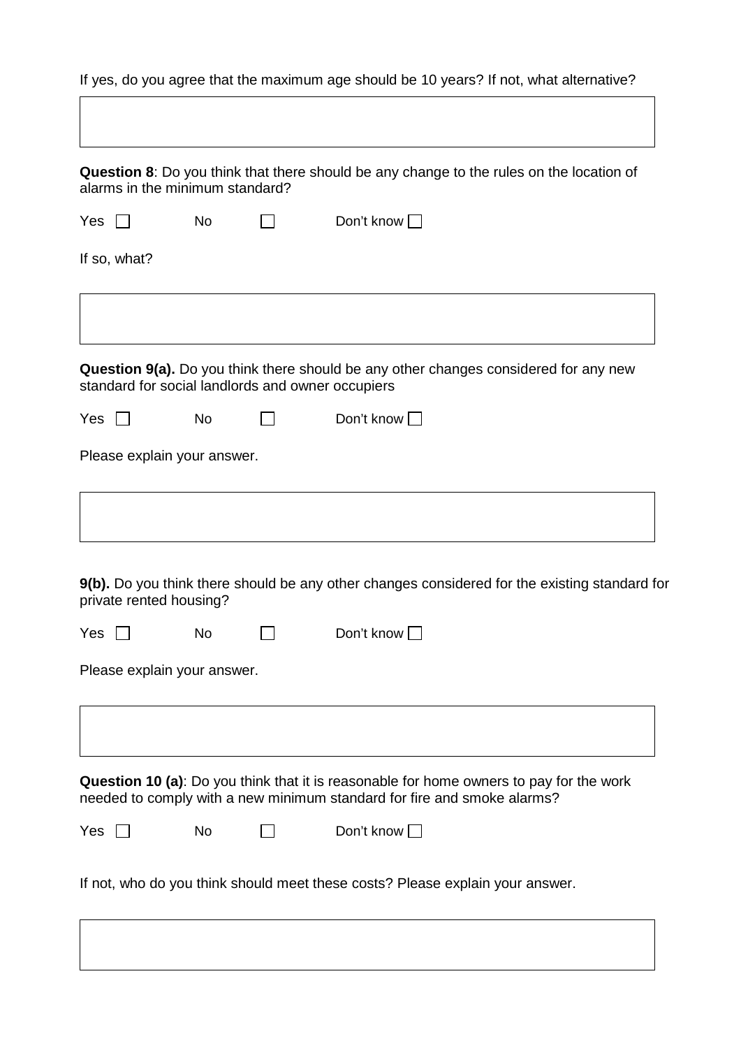If yes, do you agree that the maximum age should be 10 years? If not, what alternative?

**Question 8**: Do you think that there should be any change to the rules on the location of alarms in the minimum standard?

Yes ☐ No ☐ Don't know ☐

If so, what?

**Question 9(a).** Do you think there should be any other changes considered for any new standard for social landlords and owner occupiers

Yes ☐ No ☐ Don't know ☐

Please explain your answer.

**9(b).** Do you think there should be any other changes considered for the existing standard for private rented housing?

Yes ☐ No ☐ Don't know ☐

Please explain your answer.

**Question 10 (a)**: Do you think that it is reasonable for home owners to pay for the work needed to comply with a new minimum standard for fire and smoke alarms?

Yes ☐ No ☐ Don't know ☐

If not, who do you think should meet these costs? Please explain your answer.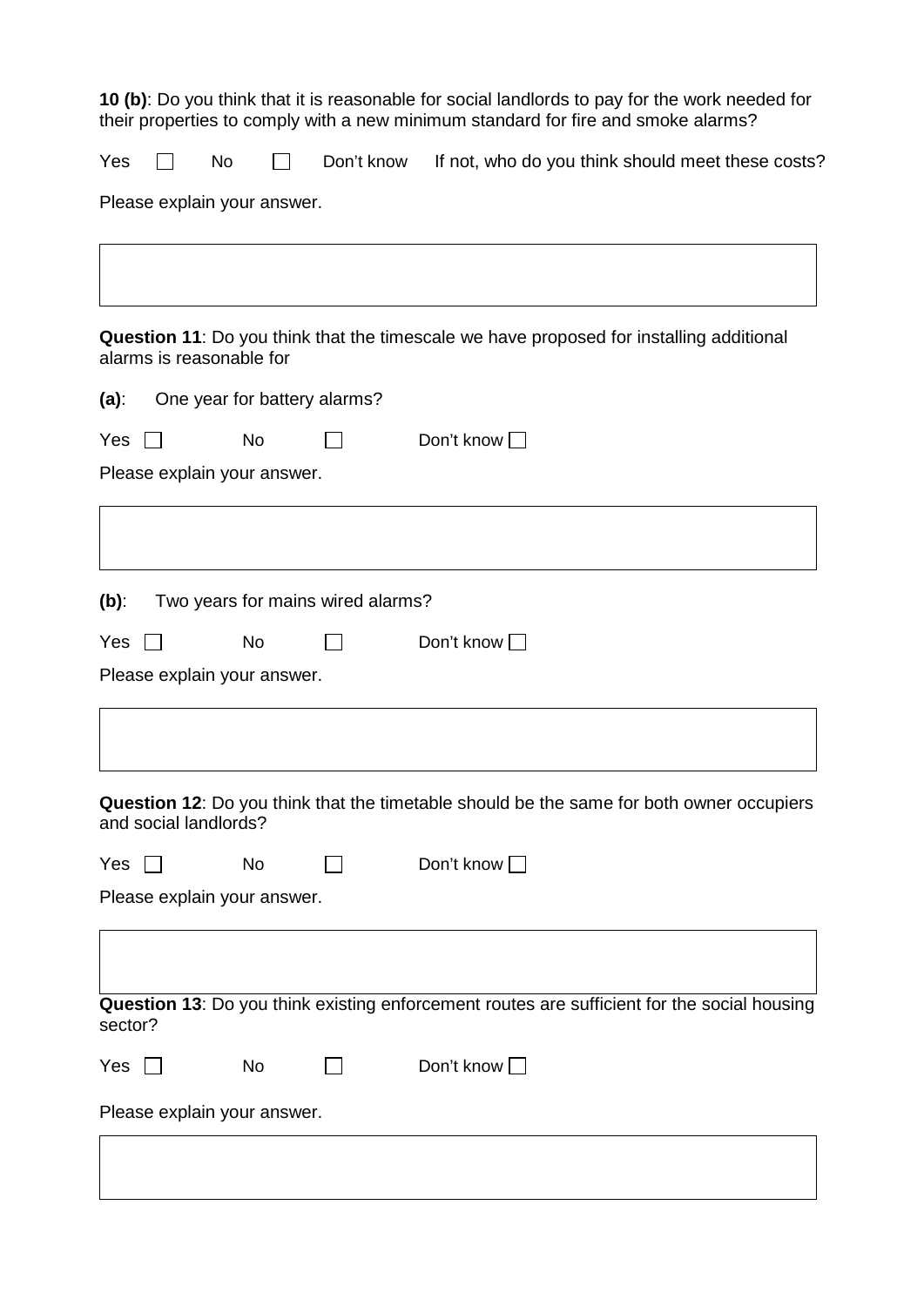**10 (b)**: Do you think that it is reasonable for social landlords to pay for the work needed for their properties to comply with a new minimum standard for fire and smoke alarms?

Yes ☐ No ☐ Don't know If not, who do you think should meet these costs?

Please explain your answer.

**Question 11**: Do you think that the timescale we have proposed for installing additional alarms is reasonable for

**(a)**: One year for battery alarms?

Yes ☐ No ☐ Don't know ☐

Please explain your answer.

**(b)**: Two years for mains wired alarms?

Yes ☐ No ☐ Don't know ☐

Please explain your answer.

**Question 12**: Do you think that the timetable should be the same for both owner occupiers and social landlords?

Yes ☐ No ☐ Don't know ☐

Please explain your answer.

**Question 13**: Do you think existing enforcement routes are sufficient for the social housing sector?

Yes ☐ No ☐ Don't know ☐

Please explain your answer.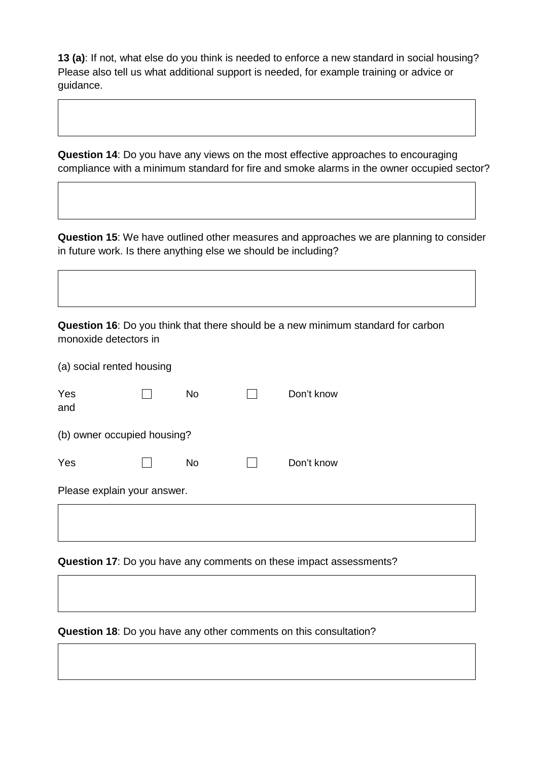**13 (a)**: If not, what else do you think is needed to enforce a new standard in social housing? Please also tell us what additional support is needed, for example training or advice or guidance.

**Question 14**: Do you have any views on the most effective approaches to encouraging compliance with a minimum standard for fire and smoke alarms in the owner occupied sector?

**Question 15**: We have outlined other measures and approaches we are planning to consider in future work. Is there anything else we should be including?

**Question 16**: Do you think that there should be a new minimum standard for carbon monoxide detectors in

(a) social rented housing

Yes ☐ No ☐ Don't know
and

(b) owner occupied housing?

Yes ☐ No ☐ Don't know

Please explain your answer.

**Question 17**: Do you have any comments on these impact assessments?

**Question 18**: Do you have any other comments on this consultation?